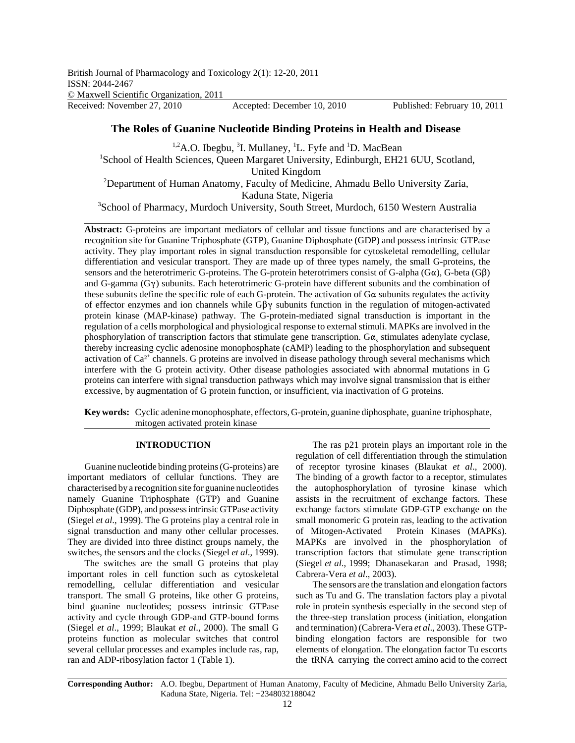British Journal of Pharmacology and Toxicology 2(1): 12-20, 2011
ISSN: 2044-2467
© Maxwell Scientific Organization, 2011
Received: November 27, 2010 Accepted: December 10, 2010 Published: February 10, 2011

# The Roles of Guanine Nucleotide Binding Proteins in Health and Disease

[1,2]A.O. Ibegbu, [3]I. Mullaney, [1]L. Fyfe and [1]D. MacBean

[1]School of Health Sciences, Queen Margaret University, Edinburgh, EH21 6UU, Scotland, United Kingdom
[2]Department of Human Anatomy, Faculty of Medicine, Ahmadu Bello University Zaria, Kaduna State, Nigeria
[3]School of Pharmacy, Murdoch University, South Street, Murdoch, 6150 Western Australia

**Abstract:** G-proteins are important mediators of cellular and tissue functions and are characterised by a recognition site for Guanine Triphosphate (GTP), Guanine Diphosphate (GDP) and possess intrinsic GTPase activity. They play important roles in signal transduction responsible for cytoskeletal remodelling, cellular differentiation and vesicular transport. They are made up of three types namely, the small G-proteins, the sensors and the heterotrimeric G-proteins. The G-protein heterotrimers consist of G-alpha (Gα), G-beta (Gβ) and G-gamma (Gγ) subunits. Each heterotrimeric G-protein have different subunits and the combination of these subunits define the specific role of each G-protein. The activation of Gα subunits regulates the activity of effector enzymes and ion channels while Gβγ subunits function in the regulation of mitogen-activated protein kinase (MAP-kinase) pathway. The G-protein-mediated signal transduction is important in the regulation of a cells morphological and physiological response to external stimuli. MAPKs are involved in the phosphorylation of transcription factors that stimulate gene transcription. $G\alpha_s$ stimulates adenylate cyclase, thereby increasing cyclic adenosine monophosphate (cAMP) leading to the phosphorylation and subsequent activation of $Ca^{2+}$ channels. G proteins are involved in disease pathology through several mechanisms which interfere with the G protein activity. Other disease pathologies associated with abnormal mutations in G proteins can interfere with signal transduction pathways which may involve signal transmission that is either excessive, by augmentation of G protein function, or insufficient, via inactivation of G proteins.

**Key words:** Cyclic adenine monophosphate, effectors, G-protein, guanine diphosphate, guanine triphosphate, mitogen activated protein kinase

## INTRODUCTION

Guanine nucleotide binding proteins (G-proteins) are important mediators of cellular functions. They are characterised by a recognition site for guanine nucleotides namely Guanine Triphosphate (GTP) and Guanine Diphosphate (GDP), and possess intrinsic GTPase activity (Siegel *et al*., 1999). The G proteins play a central role in signal transduction and many other cellular processes. They are divided into three distinct groups namely, the switches, the sensors and the clocks (Siegel *et al*., 1999).

The switches are the small G proteins that play important roles in cell function such as cytoskeletal remodelling, cellular differentiation and vesicular transport. The small G proteins, like other G proteins, bind guanine nucleotides; possess intrinsic GTPase activity and cycle through GDP-and GTP-bound forms (Siegel *et al*., 1999; Blaukat *et al*., 2000). The small G proteins function as molecular switches that control several cellular processes and examples include ras, rap, ran and ADP-ribosylation factor 1 (Table 1).

The ras p21 protein plays an important role in the regulation of cell differentiation through the stimulation of receptor tyrosine kinases (Blaukat *et al*., 2000). The binding of a growth factor to a receptor, stimulates the autophosphorylation of tyrosine kinase which assists in the recruitment of exchange factors. These exchange factors stimulate GDP-GTP exchange on the small monomeric G protein ras, leading to the activation of Mitogen-Activated Protein Kinases (MAPKs). MAPKs are involved in the phosphorylation of transcription factors that stimulate gene transcription (Siegel *et al*., 1999; Dhanasekaran and Prasad, 1998; Cabrera-Vera *et al*., 2003).

The sensors are the translation and elongation factors such as Tu and G. The translation factors play a pivotal role in protein synthesis especially in the second step of the three-step translation process (initiation, elongation and termination) (Cabrera-Vera *et al*., 2003). These GTP-binding elongation factors are responsible for two elements of elongation. The elongation factor Tu escorts the tRNA carrying the correct amino acid to the correct

**Corresponding Author:** A.O. Ibegbu, Department of Human Anatomy, Faculty of Medicine, Ahmadu Bello University Zaria, Kaduna State, Nigeria. Tel: +2348032188042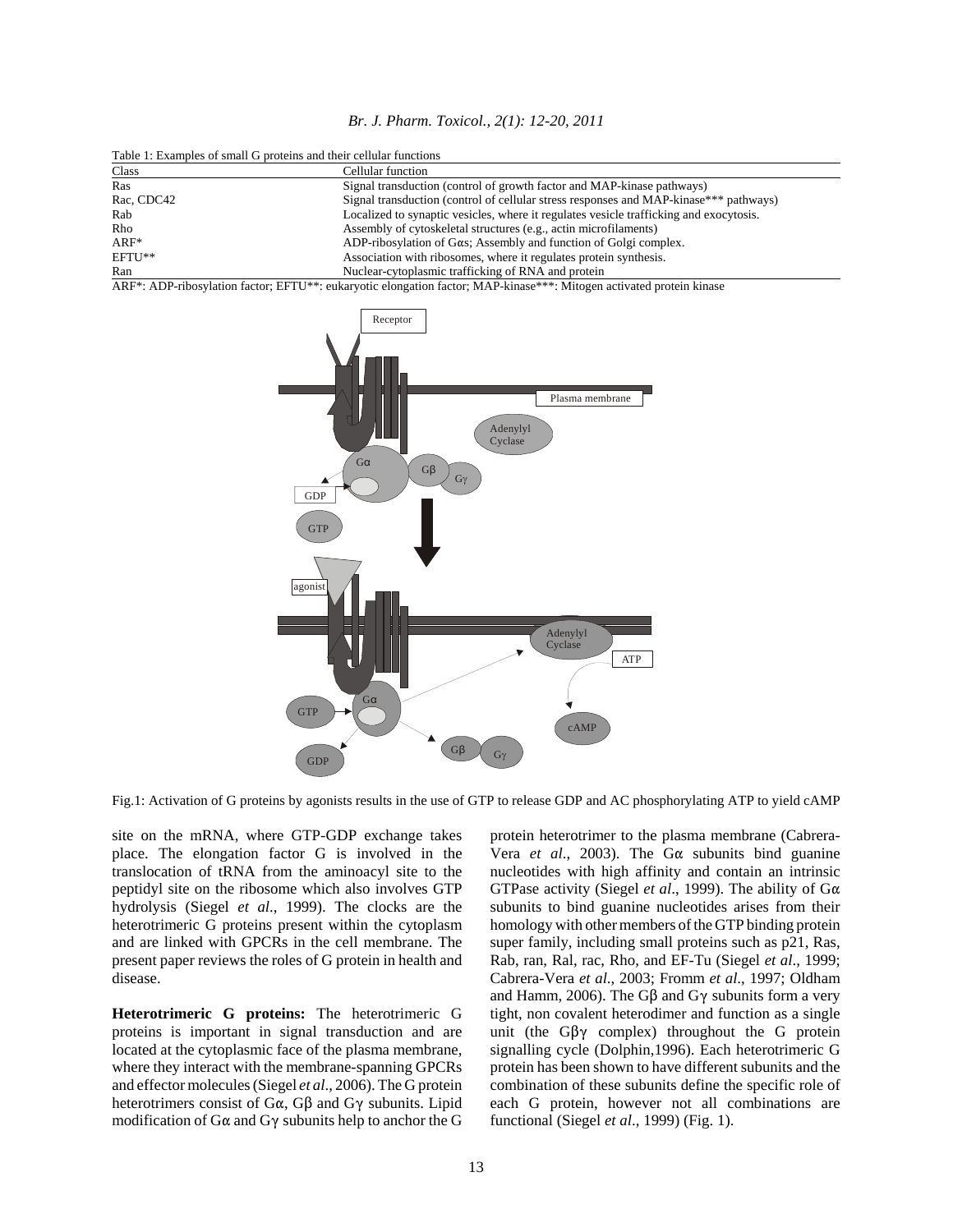Table 1: Examples of small G proteins and their cellular functions

| Class | Cellular function |
|---|---|
| Ras | Signal transduction (control of growth factor and MAP-kinase pathways) |
| Rac, CDC42 | Signal transduction (control of cellular stress responses and MAP-kinase*** pathways) |
| Rab | Localized to synaptic vesicles, where it regulates vesicle trafficking and exocytosis. |
| Rho | Assembly of cytoskeletal structures (e.g., actin microfilaments) |
| ARF* | ADP-ribosylation of Gαs; Assembly and function of Golgi complex. |
| EFTU** | Association with ribosomes, where it regulates protein synthesis. |
| Ran | Nuclear-cytoplasmic trafficking of RNA and protein |

ARF*: ADP-ribosylation factor; EFTU**: eukaryotic elongation factor; MAP-kinase***: Mitogen activated protein kinase

Fig.1: Activation of G proteins by agonists results in the use of GTP to release GDP and AC phosphorylating ATP to yield cAMP

site on the mRNA, where GTP-GDP exchange takes place. The elongation factor G is involved in the translocation of tRNA from the aminoacyl site to the peptidyl site on the ribosome which also involves GTP hydrolysis (Siegel *et al*., 1999). The clocks are the heterotrimeric G proteins present within the cytoplasm and are linked with GPCRs in the cell membrane. The present paper reviews the roles of G protein in health and disease.

**Heterotrimeric G proteins:** The heterotrimeric G proteins is important in signal transduction and are located at the cytoplasmic face of the plasma membrane, where they interact with the membrane-spanning GPCRs and effector molecules (Siegel *et al*., 2006). The G protein heterotrimers consist of Gα, Gβ and Gγ subunits. Lipid modification of Gα and Gγ subunits help to anchor the G protein heterotrimer to the plasma membrane (Cabrera-Vera *et al*., 2003). The Gα subunits bind guanine nucleotides with high affinity and contain an intrinsic GTPase activity (Siegel *et al*., 1999). The ability of Gα subunits to bind guanine nucleotides arises from their homology with other members of the GTP binding protein super family, including small proteins such as p21, Ras, Rab, ran, Ral, rac, Rho, and EF-Tu (Siegel *et al*., 1999; Cabrera-Vera *et al*., 2003; Fromm *et al*., 1997; Oldham and Hamm, 2006). The Gβ and Gγ subunits form a very tight, non covalent heterodimer and function as a single unit (the Gβγ complex) throughout the G protein signalling cycle (Dolphin,1996). Each heterotrimeric G protein has been shown to have different subunits and the combination of these subunits define the specific role of each G protein, however not all combinations are functional (Siegel *et al*., 1999) (Fig. 1).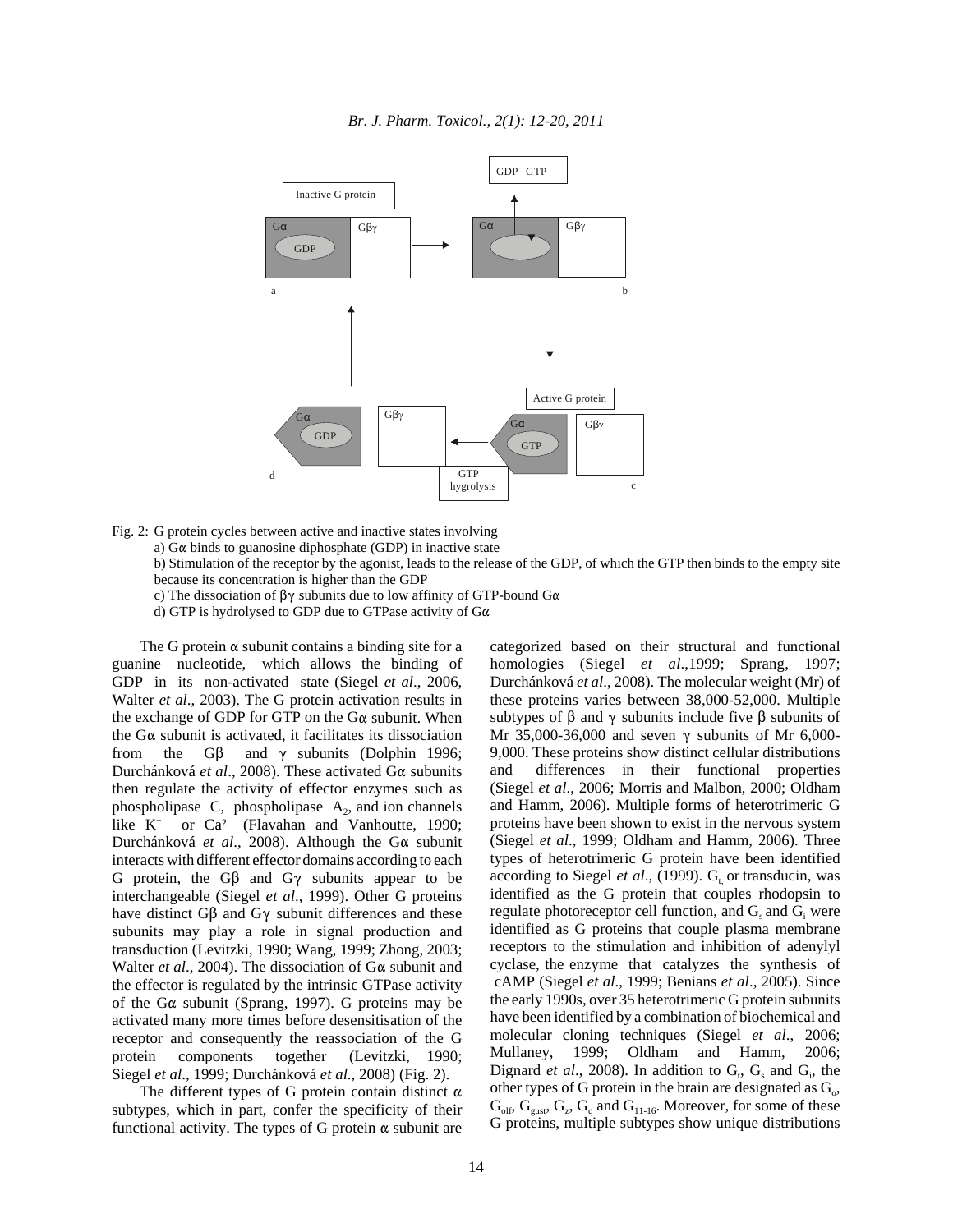Fig. 2: G protein cycles between active and inactive states involving

a) Gα binds to guanosine diphosphate (GDP) in inactive state

b) Stimulation of the receptor by the agonist, leads to the release of the GDP, of which the GTP then binds to the empty site because its concentration is higher than the GDP

c) The dissociation of βγ subunits due to low affinity of GTP-bound Gα

d) GTP is hydrolysed to GDP due to GTPase activity of Gα

The G protein α subunit contains a binding site for a guanine nucleotide, which allows the binding of GDP in its non-activated state (Siegel *et al*., 2006, Walter *et al*., 2003). The G protein activation results in the exchange of GDP for GTP on the Gα subunit. When the Gα subunit is activated, it facilitates its dissociation from the Gβ and γ subunits (Dolphin 1996; Durchánková *et al*., 2008). These activated Gα subunits then regulate the activity of effector enzymes such as phospholipase C, phospholipase $A_2$, and ion channels like $K^+$ or $Ca^2$ (Flavahan and Vanhoutte, 1990; Durchánková *et al*., 2008). Although the Gα subunit interacts with different effector domains according to each G protein, the Gβ and Gγ subunits appear to be interchangeable (Siegel *et al*., 1999). Other G proteins have distinct Gβ and Gγ subunit differences and these subunits may play a role in signal production and transduction (Levitzki, 1990; Wang, 1999; Zhong, 2003; Walter *et al*., 2004). The dissociation of Gα subunit and the effector is regulated by the intrinsic GTPase activity of the Gα subunit (Sprang, 1997). G proteins may be activated many more times before desensitisation of the receptor and consequently the reassociation of the G protein components together (Levitzki, 1990; Siegel *et al*., 1999; Durchánková *et al*., 2008) (Fig. 2).

The different types of G protein contain distinct α subtypes, which in part, confer the specificity of their functional activity. The types of G protein α subunit are categorized based on their structural and functional homologies (Siegel *et al*.,1999; Sprang, 1997; Durchánková *et al*., 2008). The molecular weight (Mr) of these proteins varies between 38,000-52,000. Multiple subtypes of β and γ subunits include five β subunits of Mr 35,000-36,000 and seven γ subunits of Mr 6,000-9,000. These proteins show distinct cellular distributions and differences in their functional properties (Siegel *et al*., 2006; Morris and Malbon, 2000; Oldham and Hamm, 2006). Multiple forms of heterotrimeric G proteins have been shown to exist in the nervous system (Siegel *et al*., 1999; Oldham and Hamm, 2006). Three types of heterotrimeric G protein have been identified according to Siegel *et al*., (1999). $G_t$ or transducin, was identified as the G protein that couples rhodopsin to regulate photoreceptor cell function, and $G_s$ and $G_i$ were identified as G proteins that couple plasma membrane receptors to the stimulation and inhibition of adenylyl cyclase, the enzyme that catalyzes the synthesis of cAMP (Siegel *et al*., 1999; Benians *et al*., 2005). Since the early 1990s, over 35 heterotrimeric G protein subunits have been identified by a combination of biochemical and molecular cloning techniques (Siegel *et al*., 2006; Mullaney, 1999; Oldham and Hamm, 2006; Dignard *et al*., 2008). In addition to $G_t$, $G_s$ and $G_i$, the other types of G protein in the brain are designated as $G_o$, $G_{olf}$, $G_{gust}$, $G_z$, $G_q$ and $G_{11\text{-}16}$. Moreover, for some of these G proteins, multiple subtypes show unique distributions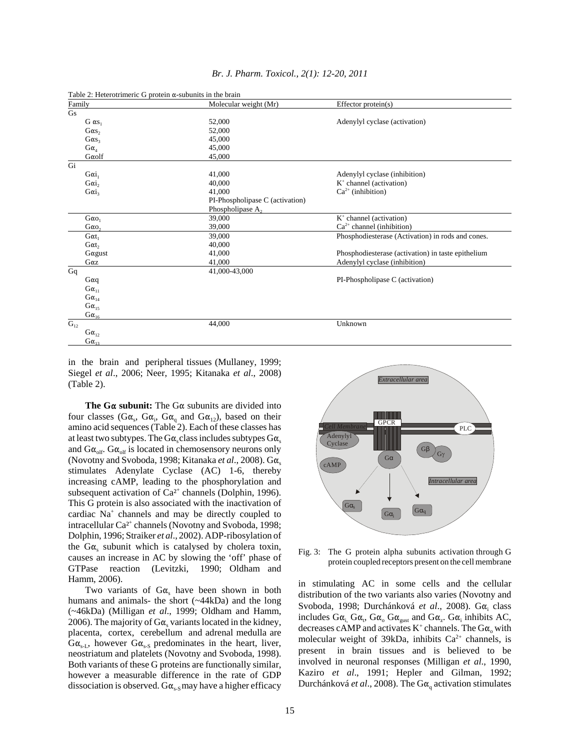Table 2: Heterotrimeric G protein α-subunits in the brain

| Family | Molecular weight (Mr) | Effector protein(s) |
|---|---|---|
| Gs | | |
| $G\alpha s_1$ | 52,000 | Adenylyl cyclase (activation) |
| $G\alpha s_2$ | 52,000 | |
| $G\alpha s_3$ | 45,000 | |
| $G\alpha_4$ | 45,000 | |
| $G\alpha olf$ | 45,000 | |
| Gi | | |
| $G\alpha i_1$ | 41,000 | Adenylyl cyclase (inhibition) |
| $G\alpha i_2$ | 40,000 | $K^+$ channel (activation) |
| $G\alpha i_3$ | 41,000 | $Ca^{2+}$ (inhibition) |
| | PI-Phospholipase C (activation) | |
| | Phospholipase $A_2$ | |
| $G\alpha o_1$ | 39,000 | $K^+$ channel (activation) |
| $G\alpha o_2$ | 39,000 | $Ca^{2+}$ channel (inhibition) |
| $G\alpha t_1$ | 39,000 | Phosphodiesterase (Activation) in rods and cones. |
| $G\alpha t_2$ | 40,000 | |
| $G\alpha gust$ | 41,000 | Phosphodiesterase (activation) in taste epithelium |
| $G\alpha z$ | 41,000 | Adenylyl cyclase (inhibition) |
| Gq | 41,000-43,000 | |
| $G\alpha q$ | | PI-Phospholipase C (activation) |
| $G\alpha_{11}$ | | |
| $G\alpha_{14}$ | | |
| $G\alpha_{15}$ | | |
| $G\alpha_{16}$ | | |
| $G_{12}$ | 44,000 | Unknown |
| $G\alpha_{12}$ | | |
| $G\alpha_{13}$ | | |

in the brain and peripheral tissues (Mullaney, 1999; Siegel *et al*., 2006; Neer, 1995; Kitanaka *et al*., 2008) (Table 2).

**The Gα subunit:** The Gα subunits are divided into four classes ($G\alpha_s$, $G\alpha_i$, $G\alpha_q$ and $G\alpha_{12}$), based on their amino acid sequences (Table 2). Each of these classes has at least two subtypes. The $G\alpha_s$ class includes subtypes $G\alpha_s$ and $G\alpha_{olf}$. $G\alpha_{olf}$ is located in chemosensory neurons only (Novotny and Svoboda, 1998; Kitanaka *et al*., 2008). $G\alpha_s$ stimulates Adenylate Cyclase (AC) 1-6, thereby increasing cAMP, leading to the phosphorylation and subsequent activation of $Ca^{2+}$ channels (Dolphin, 1996). This G protein is also associated with the inactivation of cardiac $Na^+$ channels and may be directly coupled to intracellular $Ca^{2+}$ channels (Novotny and Svoboda, 1998; Dolphin, 1996; Straiker *et al*., 2002). ADP-ribosylation of the $G\alpha_s$ subunit which is catalysed by cholera toxin, causes an increase in AC by slowing the 'off' phase of GTPase reaction (Levitzki, 1990; Oldham and Hamm, 2006).

Two variants of $G\alpha_s$ have been shown in both humans and animals- the short (~44kDa) and the long (~46kDa) (Milligan *et al*., 1999; Oldham and Hamm, 2006). The majority of $G\alpha_s$ variants located in the kidney, placenta, cortex, cerebellum and adrenal medulla are $G\alpha_{s\text{-}L}$, however $G\alpha_{s\text{-}S}$ predominates in the heart, liver, neostriatum and platelets (Novotny and Svoboda, 1998). Both variants of these G proteins are functionally similar, however a measurable difference in the rate of GDP dissociation is observed. $G\alpha_{s\text{-}S}$ may have a higher efficacy in stimulating AC in some cells and the cellular distribution of the two variants also varies (Novotny and Svoboda, 1998; Durchánková *et al*., 2008). $G\alpha_i$ class includes $G\alpha_i$, $G\alpha_t$, $G\alpha_o$ $G\alpha_{gust}$ and $G\alpha_z$. $G\alpha_i$ inhibits AC, decreases cAMP and activates $K^+$ channels. The $G\alpha_o$ with molecular weight of 39kDa, inhibits $Ca^{2+}$ channels, is present in brain tissues and is believed to be involved in neuronal responses (Milligan *et al*., 1990, Kaziro *et al*., 1991; Hepler and Gilman, 1992; Durchánková *et al*., 2008). The $G\alpha_q$ activation stimulates

Fig. 3: The G protein alpha subunits activation through G protein coupled receptors present on the cell membrane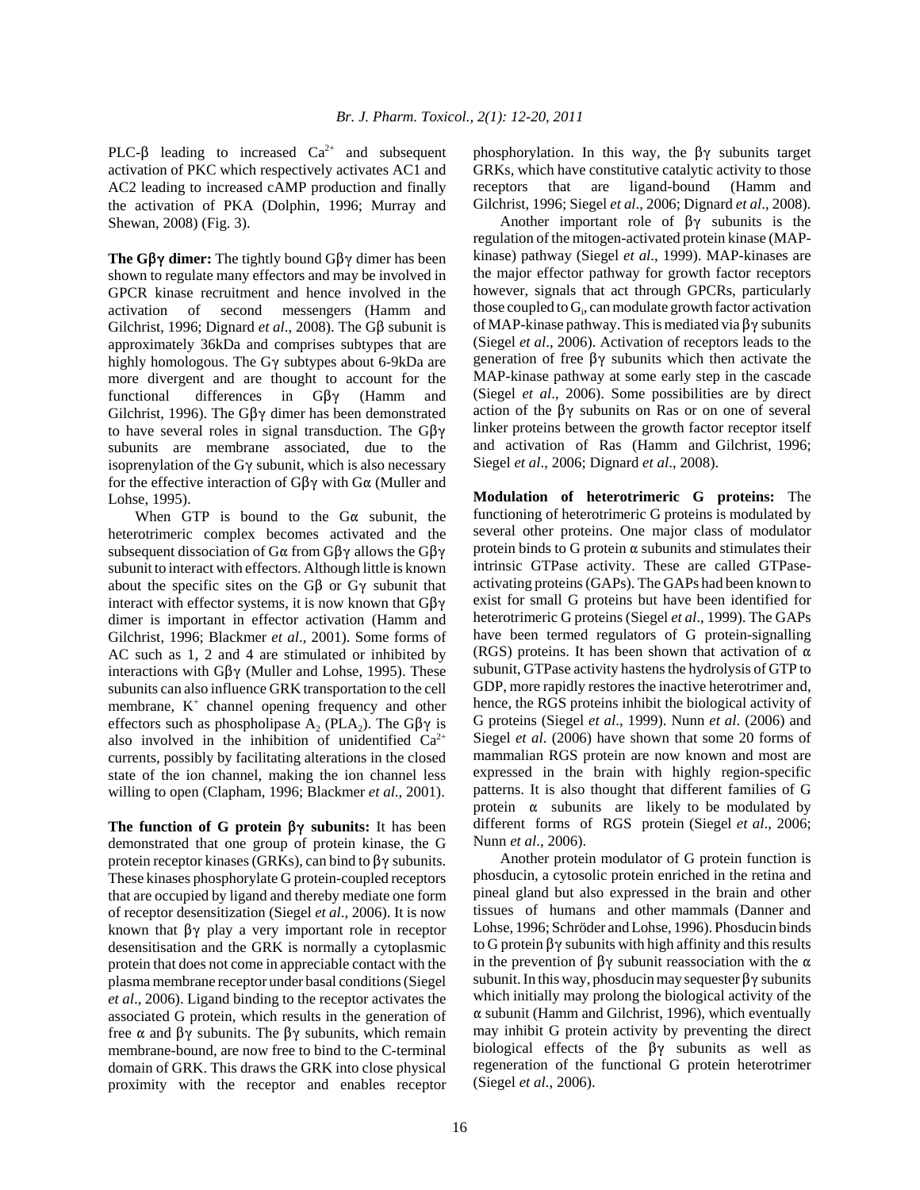PLC-β leading to increased $Ca^{2+}$ and subsequent activation of PKC which respectively activates AC1 and AC2 leading to increased cAMP production and finally the activation of PKA (Dolphin, 1996; Murray and Shewan, 2008) (Fig. 3).

**The Gβγ dimer:** The tightly bound Gβγ dimer has been shown to regulate many effectors and may be involved in GPCR kinase recruitment and hence involved in the activation of second messengers (Hamm and Gilchrist, 1996; Dignard *et al*., 2008). The Gβ subunit is approximately 36kDa and comprises subtypes that are highly homologous. The Gγ subtypes about 6-9kDa are more divergent and are thought to account for the functional differences in Gβγ (Hamm and Gilchrist, 1996). The Gβγ dimer has been demonstrated to have several roles in signal transduction. The Gβγ subunits are membrane associated, due to the isoprenylation of the Gγ subunit, which is also necessary for the effective interaction of Gβγ with Gα (Muller and Lohse, 1995).

When GTP is bound to the Gα subunit, the heterotrimeric complex becomes activated and the subsequent dissociation of Gα from Gβγ allows the Gβγ subunit to interact with effectors. Although little is known about the specific sites on the Gβ or Gγ subunit that interact with effector systems, it is now known that Gβγ dimer is important in effector activation (Hamm and Gilchrist, 1996; Blackmer *et al*., 2001). Some forms of AC such as 1, 2 and 4 are stimulated or inhibited by interactions with Gβγ (Muller and Lohse, 1995). These subunits can also influence GRK transportation to the cell membrane, $K^+$ channel opening frequency and other effectors such as phospholipase $A_2$ ($PLA_2$). The Gβγ is also involved in the inhibition of unidentified $Ca^{2+}$ currents, possibly by facilitating alterations in the closed state of the ion channel, making the ion channel less willing to open (Clapham, 1996; Blackmer *et al*., 2001).

**The function of G protein βγ subunits:** It has been demonstrated that one group of protein kinase, the G protein receptor kinases (GRKs), can bind to βγ subunits. These kinases phosphorylate G protein-coupled receptors that are occupied by ligand and thereby mediate one form of receptor desensitization (Siegel *et al*., 2006). It is now known that βγ play a very important role in receptor desensitisation and the GRK is normally a cytoplasmic protein that does not come in appreciable contact with the plasma membrane receptor under basal conditions (Siegel *et al*., 2006). Ligand binding to the receptor activates the associated G protein, which results in the generation of free α and βγ subunits. The βγ subunits, which remain membrane-bound, are now free to bind to the C-terminal domain of GRK. This draws the GRK into close physical proximity with the receptor and enables receptor phosphorylation. In this way, the βγ subunits target GRKs, which have constitutive catalytic activity to those receptors that are ligand-bound (Hamm and Gilchrist, 1996; Siegel *et al*., 2006; Dignard *et al*., 2008).

Another important role of βγ subunits is the regulation of the mitogen-activated protein kinase (MAP-kinase) pathway (Siegel *et al*., 1999). MAP-kinases are the major effector pathway for growth factor receptors however, signals that act through GPCRs, particularly those coupled to $G_i$, can modulate growth factor activation of MAP-kinase pathway. This is mediated via βγ subunits (Siegel *et al*., 2006). Activation of receptors leads to the generation of free βγ subunits which then activate the MAP-kinase pathway at some early step in the cascade (Siegel *et al*., 2006). Some possibilities are by direct action of the βγ subunits on Ras or on one of several linker proteins between the growth factor receptor itself and activation of Ras (Hamm and Gilchrist, 1996; Siegel *et al*., 2006; Dignard *et al*., 2008).

**Modulation of heterotrimeric G proteins:** The functioning of heterotrimeric G proteins is modulated by several other proteins. One major class of modulator protein binds to G protein α subunits and stimulates their intrinsic GTPase activity. These are called GTPase-activating proteins (GAPs). The GAPs had been known to exist for small G proteins but have been identified for heterotrimeric G proteins (Siegel *et al*., 1999). The GAPs have been termed regulators of G protein-signalling (RGS) proteins. It has been shown that activation of α subunit, GTPase activity hastens the hydrolysis of GTP to GDP, more rapidly restores the inactive heterotrimer and, hence, the RGS proteins inhibit the biological activity of G proteins (Siegel *et al*., 1999). Nunn *et al*. (2006) and Siegel *et al*. (2006) have shown that some 20 forms of mammalian RGS protein are now known and most are expressed in the brain with highly region-specific patterns. It is also thought that different families of G protein α subunits are likely to be modulated by different forms of RGS protein (Siegel *et al*., 2006; Nunn *et al*., 2006).

Another protein modulator of G protein function is phosducin, a cytosolic protein enriched in the retina and pineal gland but also expressed in the brain and other tissues of humans and other mammals (Danner and Lohse, 1996; Schröder and Lohse, 1996). Phosducin binds to G protein βγ subunits with high affinity and this results in the prevention of βγ subunit reassociation with the α subunit. In this way, phosducin may sequester βγ subunits which initially may prolong the biological activity of the α subunit (Hamm and Gilchrist, 1996), which eventually may inhibit G protein activity by preventing the direct biological effects of the βγ subunits as well as regeneration of the functional G protein heterotrimer (Siegel *et al*., 2006).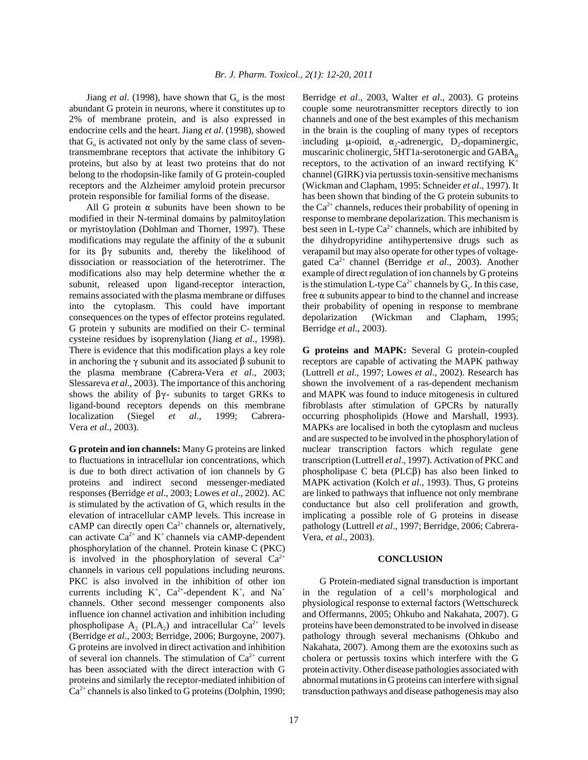Jiang *et al*. (1998), have shown that $G_o$ is the most abundant G protein in neurons, where it constitutes up to 2% of membrane protein, and is also expressed in endocrine cells and the heart. Jiang *et al*. (1998), showed that $G_o$ is activated not only by the same class of seven-transmembrane receptors that activate the inhibitory G proteins, but also by at least two proteins that do not belong to the rhodopsin-like family of G protein-coupled receptors and the Alzheimer amyloid protein precursor protein responsible for familial forms of the disease.

All G protein α subunits have been shown to be modified in their N-terminal domains by palmitoylation or myristoylation (Dohlman and Thorner, 1997). These modifications may regulate the affinity of the α subunit for its βγ subunits and, thereby the likelihood of dissociation or reassociation of the heterotrimer. The modifications also may help determine whether the α subunit, released upon ligand-receptor interaction, remains associated with the plasma membrane or diffuses into the cytoplasm. This could have important consequences on the types of effector proteins regulated. G protein γ subunits are modified on their C- terminal cysteine residues by isoprenylation (Jiang *et al*., 1998). There is evidence that this modification plays a key role in anchoring the γ subunit and its associated β subunit to the plasma membrane (Cabrera-Vera *et al*., 2003; Slessareva *et al*., 2003). The importance of this anchoring shows the ability of βγ- subunits to target GRKs to ligand-bound receptors depends on this membrane localization (Siegel *et al*., 1999; Cabrera-Vera *et al*., 2003).

**G protein and ion channels:** Many G proteins are linked to fluctuations in intracellular ion concentrations, which is due to both direct activation of ion channels by G proteins and indirect second messenger-mediated responses (Berridge *et al*., 2003; Lowes *et al*., 2002). AC is stimulated by the activation of $G_s$ which results in the elevation of intracellular cAMP levels. This increase in cAMP can directly open $Ca^{2+}$ channels or, alternatively, can activate $Ca^{2+}$ and $K^+$ channels via cAMP-dependent phosphorylation of the channel. Protein kinase C (PKC) is involved in the phosphorylation of several $Ca^{2+}$ channels in various cell populations including neurons. PKC is also involved in the inhibition of other ion currents including $K^+$, $Ca^{2+}$-dependent $K^+$, and $Na^+$ channels. Other second messenger components also influence ion channel activation and inhibition including phospholipase $A_2$ ($PLA_2$) and intracellular $Ca^{2+}$ levels (Berridge *et al*., 2003; Berridge, 2006; Burgoyne, 2007). G proteins are involved in direct activation and inhibition of several ion channels. The stimulation of $Ca^{2+}$ current has been associated with the direct interaction with G proteins and similarly the receptor-mediated inhibition of $Ca^{2+}$ channels is also linked to G proteins (Dolphin, 1990; Berridge *et al*., 2003, Walter *et al*., 2003). G proteins couple some neurotransmitter receptors directly to ion channels and one of the best examples of this mechanism in the brain is the coupling of many types of receptors including μ-opioid, $\alpha_2$-adrenergic, $D_2$-dopaminergic, muscarinic cholinergic, 5HT1a-serotonergic and $GABA_B$ receptors, to the activation of an inward rectifying $K^+$ channel (GIRK) via pertussis toxin-sensitive mechanisms (Wickman and Clapham, 1995: Schneider *et al*., 1997). It has been shown that binding of the G protein subunits to the $Ca^{2+}$ channels, reduces their probability of opening in response to membrane depolarization. This mechanism is best seen in L-type $Ca^{2+}$ channels, which are inhibited by the dihydropyridine antihypertensive drugs such as verapamil but may also operate for other types of voltage-gated $Ca^{2+}$ channel (Berridge *et al*., 2003). Another example of direct regulation of ion channels by G proteins is the stimulation L-type $Ca^{2+}$ channels by $G_s$. In this case, free α subunits appear to bind to the channel and increase their probability of opening in response to membrane depolarization (Wickman and Clapham, 1995; Berridge *et al*., 2003).

**G proteins and MAPK:** Several G protein-coupled receptors are capable of activating the MAPK pathway (Luttrell *et al*., 1997; Lowes *et al*., 2002). Research has shown the involvement of a ras-dependent mechanism and MAPK was found to induce mitogenesis in cultured fibroblasts after stimulation of GPCRs by naturally occurring phospholipids (Howe and Marshall, 1993). MAPKs are localised in both the cytoplasm and nucleus and are suspected to be involved in the phosphorylation of nuclear transcription factors which regulate gene transcription (Luttrell *et al*., 1997). Activation of PKC and phospholipase C beta (PLCβ) has also been linked to MAPK activation (Kolch *et al*., 1993). Thus, G proteins are linked to pathways that influence not only membrane conductance but also cell proliferation and growth, implicating a possible role of G proteins in disease pathology (Luttrell *et al*., 1997; Berridge, 2006; Cabrera-Vera, *et al*., 2003).

## CONCLUSION

G Protein-mediated signal transduction is important in the regulation of a cell's morphological and physiological response to external factors (Wettschureck and Offermanns, 2005; Ohkubo and Nakahata, 2007). G proteins have been demonstrated to be involved in disease pathology through several mechanisms (Ohkubo and Nakahata, 2007). Among them are the exotoxins such as cholera or pertussis toxins which interfere with the G protein activity. Other disease pathologies associated with abnormal mutations in G proteins can interfere with signal transduction pathways and disease pathogenesis may also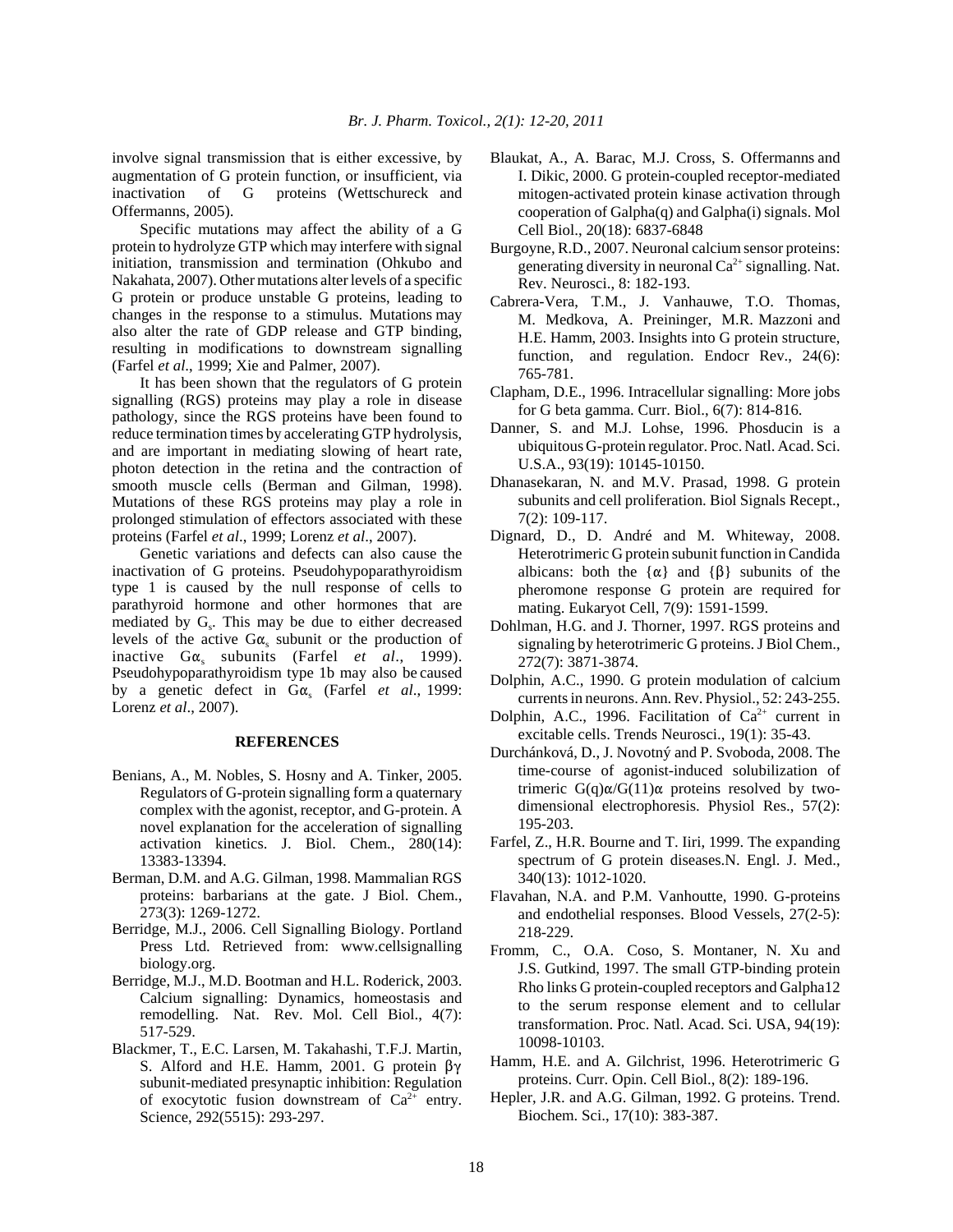involve signal transmission that is either excessive, by augmentation of G protein function, or insufficient, via inactivation of G proteins (Wettschureck and Offermanns, 2005).

Specific mutations may affect the ability of a G protein to hydrolyze GTP which may interfere with signal initiation, transmission and termination (Ohkubo and Nakahata, 2007). Other mutations alter levels of a specific G protein or produce unstable G proteins, leading to changes in the response to a stimulus. Mutations may also alter the rate of GDP release and GTP binding, resulting in modifications to downstream signalling (Farfel *et al*., 1999; Xie and Palmer, 2007).

It has been shown that the regulators of G protein signalling (RGS) proteins may play a role in disease pathology, since the RGS proteins have been found to reduce termination times by accelerating GTP hydrolysis, and are important in mediating slowing of heart rate, photon detection in the retina and the contraction of smooth muscle cells (Berman and Gilman, 1998). Mutations of these RGS proteins may play a role in prolonged stimulation of effectors associated with these proteins (Farfel *et al*., 1999; Lorenz *et al*., 2007).

Genetic variations and defects can also cause the inactivation of G proteins. Pseudohypoparathyroidism type 1 is caused by the null response of cells to parathyroid hormone and other hormones that are mediated by $G_s$. This may be due to either decreased levels of the active $G\alpha_s$ subunit or the production of inactive $G\alpha_s$ subunits (Farfel *et al*., 1999). Pseudohypoparathyroidism type 1b may also be caused by a genetic defect in $G\alpha_s$ (Farfel *et al*., 1999: Lorenz *et al*., 2007).

## REFERENCES

Benians, A., M. Nobles, S. Hosny and A. Tinker, 2005. Regulators of G-protein signalling form a quaternary complex with the agonist, receptor, and G-protein. A novel explanation for the acceleration of signalling activation kinetics. J. Biol. Chem., 280(14): 13383-13394.

Berman, D.M. and A.G. Gilman, 1998. Mammalian RGS proteins: barbarians at the gate. J Biol. Chem., 273(3): 1269-1272.

Berridge, M.J., 2006. Cell Signalling Biology. Portland Press Ltd. Retrieved from: www.cellsignalling biology.org.

Berridge, M.J., M.D. Bootman and H.L. Roderick, 2003. Calcium signalling: Dynamics, homeostasis and remodelling. Nat. Rev. Mol. Cell Biol., 4(7): 517-529.

Blackmer, T., E.C. Larsen, M. Takahashi, T.F.J. Martin, S. Alford and H.E. Hamm, 2001. G protein $\beta\gamma$ subunit-mediated presynaptic inhibition: Regulation of exocytotic fusion downstream of $Ca^{2+}$ entry. Science, 292(5515): 293-297.

Blaukat, A., A. Barac, M.J. Cross, S. Offermanns and I. Dikic, 2000. G protein-coupled receptor-mediated mitogen-activated protein kinase activation through cooperation of Galpha(q) and Galpha(i) signals. Mol Cell Biol., 20(18): 6837-6848

Burgoyne, R.D., 2007. Neuronal calcium sensor proteins: generating diversity in neuronal $Ca^{2+}$ signalling. Nat. Rev. Neurosci., 8: 182-193.

Cabrera-Vera, T.M., J. Vanhauwe, T.O. Thomas, M. Medkova, A. Preininger, M.R. Mazzoni and H.E. Hamm, 2003. Insights into G protein structure, function, and regulation. Endocr Rev., 24(6): 765-781.

Clapham, D.E., 1996. Intracellular signalling: More jobs for G beta gamma. Curr. Biol., 6(7): 814-816.

Danner, S. and M.J. Lohse, 1996. Phosducin is a ubiquitous G-protein regulator. Proc. Natl. Acad. Sci. U.S.A., 93(19): 10145-10150.

Dhanasekaran, N. and M.V. Prasad, 1998. G protein subunits and cell proliferation. Biol Signals Recept., 7(2): 109-117.

Dignard, D., D. André and M. Whiteway, 2008. Heterotrimeric G protein subunit function in Candida albicans: both the {α} and {β} subunits of the pheromone response G protein are required for mating. Eukaryot Cell, 7(9): 1591-1599.

Dohlman, H.G. and J. Thorner, 1997. RGS proteins and signaling by heterotrimeric G proteins. J Biol Chem., 272(7): 3871-3874.

Dolphin, A.C., 1990. G protein modulation of calcium currents in neurons. Ann. Rev. Physiol., 52: 243-255.

Dolphin, A.C., 1996. Facilitation of $Ca^{2+}$ current in excitable cells. Trends Neurosci., 19(1): 35-43.

Durchánková, D., J. Novotný and P. Svoboda, 2008. The time-course of agonist-induced solubilization of trimeric $G(q)\alpha/G(11)\alpha$ proteins resolved by two-dimensional electrophoresis. Physiol Res., 57(2): 195-203.

Farfel, Z., H.R. Bourne and T. Iiri, 1999. The expanding spectrum of G protein diseases.N. Engl. J. Med., 340(13): 1012-1020.

Flavahan, N.A. and P.M. Vanhoutte, 1990. G-proteins and endothelial responses. Blood Vessels, 27(2-5): 218-229.

Fromm, C., O.A. Coso, S. Montaner, N. Xu and J.S. Gutkind, 1997. The small GTP-binding protein Rho links G protein-coupled receptors and Galpha12 to the serum response element and to cellular transformation. Proc. Natl. Acad. Sci. USA, 94(19): 10098-10103.

Hamm, H.E. and A. Gilchrist, 1996. Heterotrimeric G proteins. Curr. Opin. Cell Biol., 8(2): 189-196.

Hepler, J.R. and A.G. Gilman, 1992. G proteins. Trend. Biochem. Sci., 17(10): 383-387.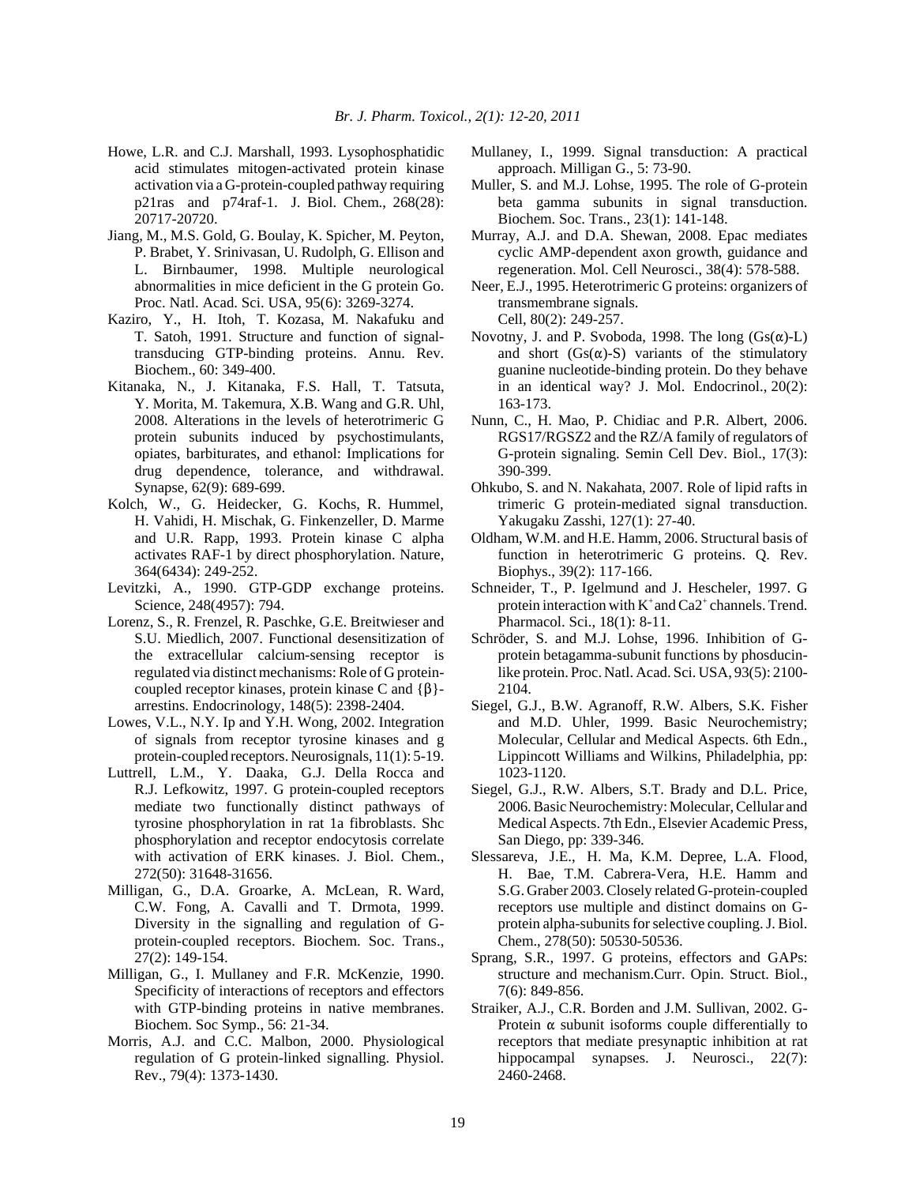Howe, L.R. and C.J. Marshall, 1993. Lysophosphatidic acid stimulates mitogen-activated protein kinase activation via a G-protein-coupled pathway requiring p21ras and p74raf-1. J. Biol. Chem., 268(28): 20717-20720.

Jiang, M., M.S. Gold, G. Boulay, K. Spicher, M. Peyton, P. Brabet, Y. Srinivasan, U. Rudolph, G. Ellison and L. Birnbaumer, 1998. Multiple neurological abnormalities in mice deficient in the G protein Go. Proc. Natl. Acad. Sci. USA, 95(6): 3269-3274.

Kaziro, Y., H. Itoh, T. Kozasa, M. Nakafuku and T. Satoh, 1991. Structure and function of signal-transducing GTP-binding proteins. Annu. Rev. Biochem., 60: 349-400.

Kitanaka, N., J. Kitanaka, F.S. Hall, T. Tatsuta, Y. Morita, M. Takemura, X.B. Wang and G.R. Uhl, 2008. Alterations in the levels of heterotrimeric G protein subunits induced by psychostimulants, opiates, barbiturates, and ethanol: Implications for drug dependence, tolerance, and withdrawal. Synapse, 62(9): 689-699.

Kolch, W., G. Heidecker, G. Kochs, R. Hummel, H. Vahidi, H. Mischak, G. Finkenzeller, D. Marme and U.R. Rapp, 1993. Protein kinase C alpha activates RAF-1 by direct phosphorylation. Nature, 364(6434): 249-252.

Levitzki, A., 1990. GTP-GDP exchange proteins. Science, 248(4957): 794.

Lorenz, S., R. Frenzel, R. Paschke, G.E. Breitwieser and S.U. Miedlich, 2007. Functional desensitization of the extracellular calcium-sensing receptor is regulated via distinct mechanisms: Role of G protein-coupled receptor kinases, protein kinase C and {β}-arrestins. Endocrinology, 148(5): 2398-2404.

Lowes, V.L., N.Y. Ip and Y.H. Wong, 2002. Integration of signals from receptor tyrosine kinases and g protein-coupled receptors. Neurosignals, 11(1): 5-19.

Luttrell, L.M., Y. Daaka, G.J. Della Rocca and R.J. Lefkowitz, 1997. G protein-coupled receptors mediate two functionally distinct pathways of tyrosine phosphorylation in rat 1a fibroblasts. Shc phosphorylation and receptor endocytosis correlate with activation of ERK kinases. J. Biol. Chem., 272(50): 31648-31656.

Milligan, G., D.A. Groarke, A. McLean, R. Ward, C.W. Fong, A. Cavalli and T. Drmota, 1999. Diversity in the signalling and regulation of G-protein-coupled receptors. Biochem. Soc. Trans., 27(2): 149-154.

Milligan, G., I. Mullaney and F.R. McKenzie, 1990. Specificity of interactions of receptors and effectors with GTP-binding proteins in native membranes. Biochem. Soc Symp., 56: 21-34.

Morris, A.J. and C.C. Malbon, 2000. Physiological regulation of G protein-linked signalling. Physiol. Rev., 79(4): 1373-1430.

Mullaney, I., 1999. Signal transduction: A practical approach. Milligan G., 5: 73-90.

Muller, S. and M.J. Lohse, 1995. The role of G-protein beta gamma subunits in signal transduction. Biochem. Soc. Trans., 23(1): 141-148.

Murray, A.J. and D.A. Shewan, 2008. Epac mediates cyclic AMP-dependent axon growth, guidance and regeneration. Mol. Cell Neurosci., 38(4): 578-588.

Neer, E.J., 1995. Heterotrimeric G proteins: organizers of transmembrane signals. Cell, 80(2): 249-257.

Novotny, J. and P. Svoboda, 1998. The long (Gs(α)-L) and short (Gs(α)-S) variants of the stimulatory guanine nucleotide-binding protein. Do they behave in an identical way? J. Mol. Endocrinol., 20(2): 163-173.

Nunn, C., H. Mao, P. Chidiac and P.R. Albert, 2006. RGS17/RGSZ2 and the RZ/A family of regulators of G-protein signaling. Semin Cell Dev. Biol., 17(3): 390-399.

Ohkubo, S. and N. Nakahata, 2007. Role of lipid rafts in trimeric G protein-mediated signal transduction. Yakugaku Zasshi, 127(1): 27-40.

Oldham, W.M. and H.E. Hamm, 2006. Structural basis of function in heterotrimeric G proteins. Q. Rev. Biophys., 39(2): 117-166.

Schneider, T., P. Igelmund and J. Hescheler, 1997. G protein interaction with $K^+$ and $Ca2^+$ channels. Trend. Pharmacol. Sci., 18(1): 8-11.

Schröder, S. and M.J. Lohse, 1996. Inhibition of G-protein betagamma-subunit functions by phosducin-like protein. Proc. Natl. Acad. Sci. USA, 93(5): 2100-2104.

Siegel, G.J., B.W. Agranoff, R.W. Albers, S.K. Fisher and M.D. Uhler, 1999. Basic Neurochemistry; Molecular, Cellular and Medical Aspects. 6th Edn., Lippincott Williams and Wilkins, Philadelphia, pp: 1023-1120.

Siegel, G.J., R.W. Albers, S.T. Brady and D.L. Price, 2006. Basic Neurochemistry: Molecular, Cellular and Medical Aspects. 7th Edn., Elsevier Academic Press, San Diego, pp: 339-346.

Slessareva, J.E., H. Ma, K.M. Depree, L.A. Flood, H. Bae, T.M. Cabrera-Vera, H.E. Hamm and S.G. Graber 2003. Closely related G-protein-coupled receptors use multiple and distinct domains on G-protein alpha-subunits for selective coupling. J. Biol. Chem., 278(50): 50530-50536.

Sprang, S.R., 1997. G proteins, effectors and GAPs: structure and mechanism.Curr. Opin. Struct. Biol., 7(6): 849-856.

Straiker, A.J., C.R. Borden and J.M. Sullivan, 2002. G-Protein α subunit isoforms couple differentially to receptors that mediate presynaptic inhibition at rat hippocampal synapses. J. Neurosci., 22(7): 2460-2468.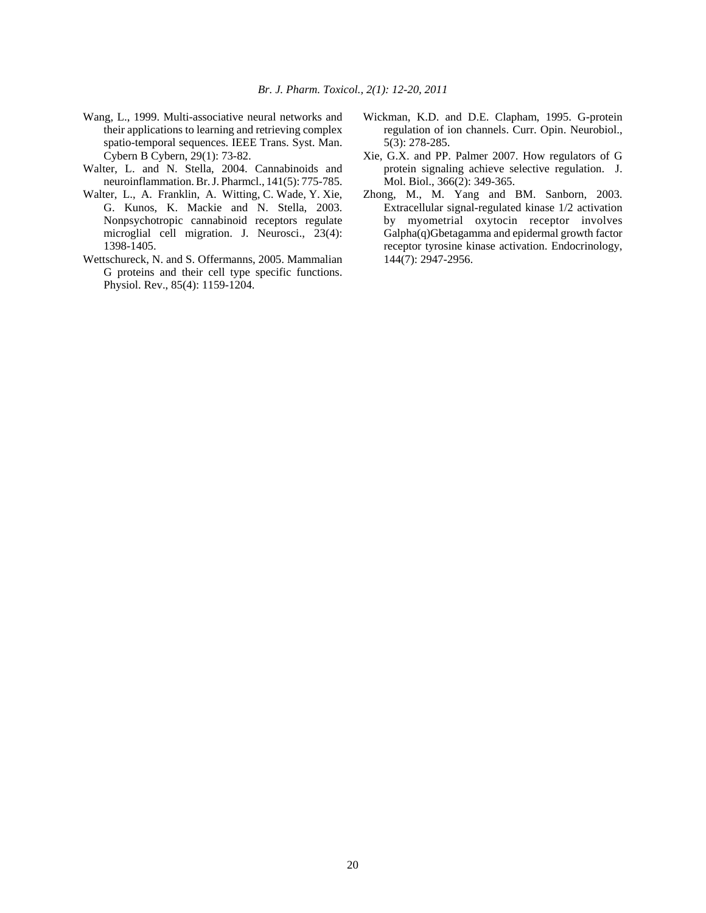Wang, L., 1999. Multi-associative neural networks and their applications to learning and retrieving complex spatio-temporal sequences. IEEE Trans. Syst. Man. Cybern B Cybern, 29(1): 73-82.

Walter, L. and N. Stella, 2004. Cannabinoids and neuroinflammation. Br. J. Pharmcl., 141(5): 775-785.

Walter, L., A. Franklin, A. Witting, C. Wade, Y. Xie, G. Kunos, K. Mackie and N. Stella, 2003. Nonpsychotropic cannabinoid receptors regulate microglial cell migration. J. Neurosci., 23(4): 1398-1405.

Wettschureck, N. and S. Offermanns, 2005. Mammalian G proteins and their cell type specific functions. Physiol. Rev., 85(4): 1159-1204.

Wickman, K.D. and D.E. Clapham, 1995. G-protein regulation of ion channels. Curr. Opin. Neurobiol., 5(3): 278-285.

Xie, G.X. and PP. Palmer 2007. How regulators of G protein signaling achieve selective regulation. J. Mol. Biol., 366(2): 349-365.

Zhong, M., M. Yang and BM. Sanborn, 2003. Extracellular signal-regulated kinase 1/2 activation by myometrial oxytocin receptor involves Galpha(q)Gbetagamma and epidermal growth factor receptor tyrosine kinase activation. Endocrinology, 144(7): 2947-2956.